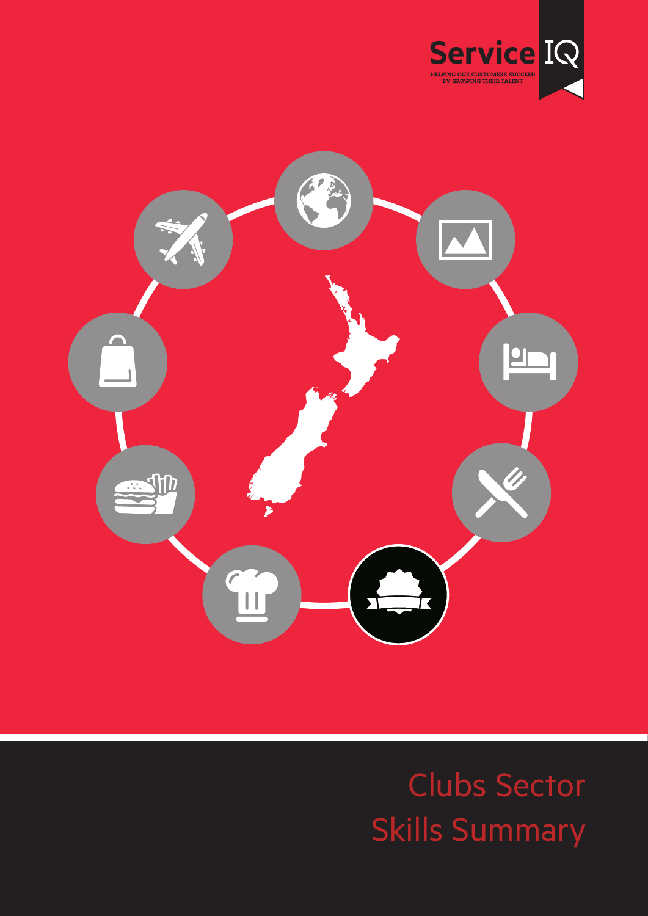Service IQ

HELPING OUR CUSTOMERS SUCCEED BY GROWING THEIR TALENT

# Clubs Sector Skills Summary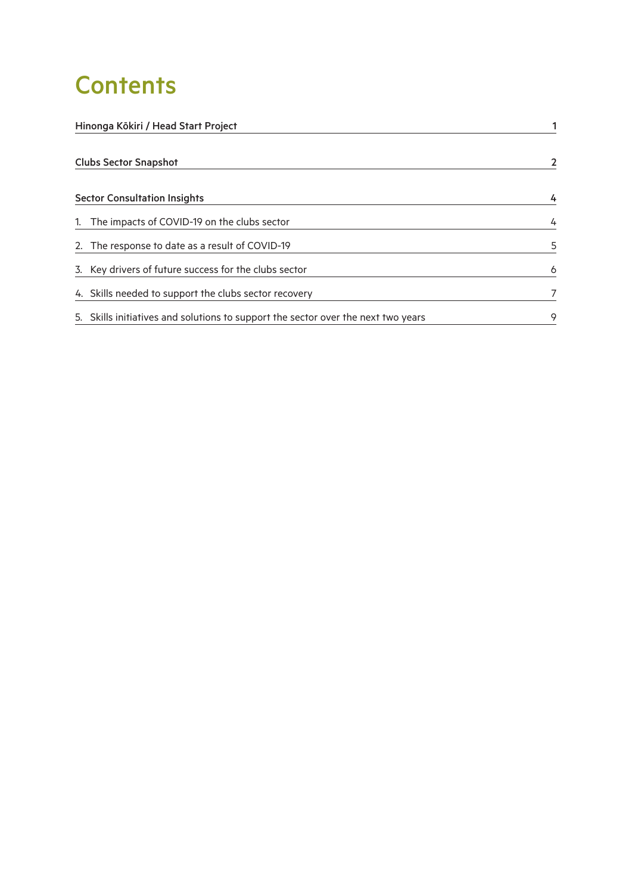# Contents

| | |
|---|---|
| **Hinonga Kōkiri / Head Start Project** | 1 |
| **Clubs Sector Snapshot** | 2 |
| **Sector Consultation Insights** | 4 |
| 1. The impacts of COVID-19 on the clubs sector | 4 |
| 2. The response to date as a result of COVID-19 | 5 |
| 3. Key drivers of future success for the clubs sector | 6 |
| 4. Skills needed to support the clubs sector recovery | 7 |
| 5. Skills initiatives and solutions to support the sector over the next two years | 9 |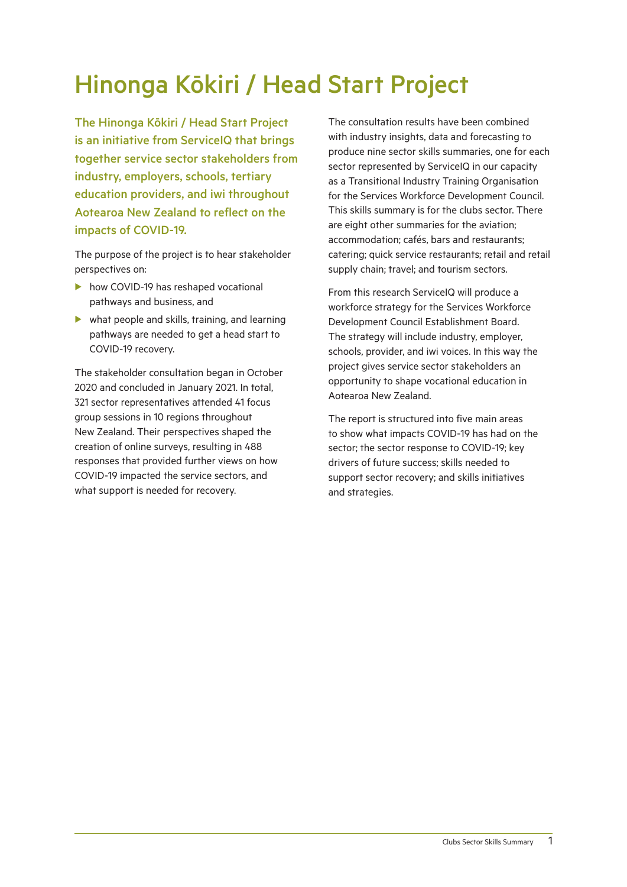# Hinonga Kōkiri / Head Start Project

**The Hinonga Kōkiri / Head Start Project is an initiative from ServiceIQ that brings together service sector stakeholders from industry, employers, schools, tertiary education providers, and iwi throughout Aotearoa New Zealand to reflect on the impacts of COVID-19.**

The purpose of the project is to hear stakeholder perspectives on:

- how COVID-19 has reshaped vocational pathways and business, and
- what people and skills, training, and learning pathways are needed to get a head start to COVID-19 recovery.

The stakeholder consultation began in October 2020 and concluded in January 2021. In total, 321 sector representatives attended 41 focus group sessions in 10 regions throughout New Zealand. Their perspectives shaped the creation of online surveys, resulting in 488 responses that provided further views on how COVID-19 impacted the service sectors, and what support is needed for recovery.

The consultation results have been combined with industry insights, data and forecasting to produce nine sector skills summaries, one for each sector represented by ServiceIQ in our capacity as a Transitional Industry Training Organisation for the Services Workforce Development Council. This skills summary is for the clubs sector. There are eight other summaries for the aviation; accommodation; cafés, bars and restaurants; catering; quick service restaurants; retail and retail supply chain; travel; and tourism sectors.

From this research ServiceIQ will produce a workforce strategy for the Services Workforce Development Council Establishment Board. The strategy will include industry, employer, schools, provider, and iwi voices. In this way the project gives service sector stakeholders an opportunity to shape vocational education in Aotearoa New Zealand.

The report is structured into five main areas to show what impacts COVID-19 has had on the sector; the sector response to COVID-19; key drivers of future success; skills needed to support sector recovery; and skills initiatives and strategies.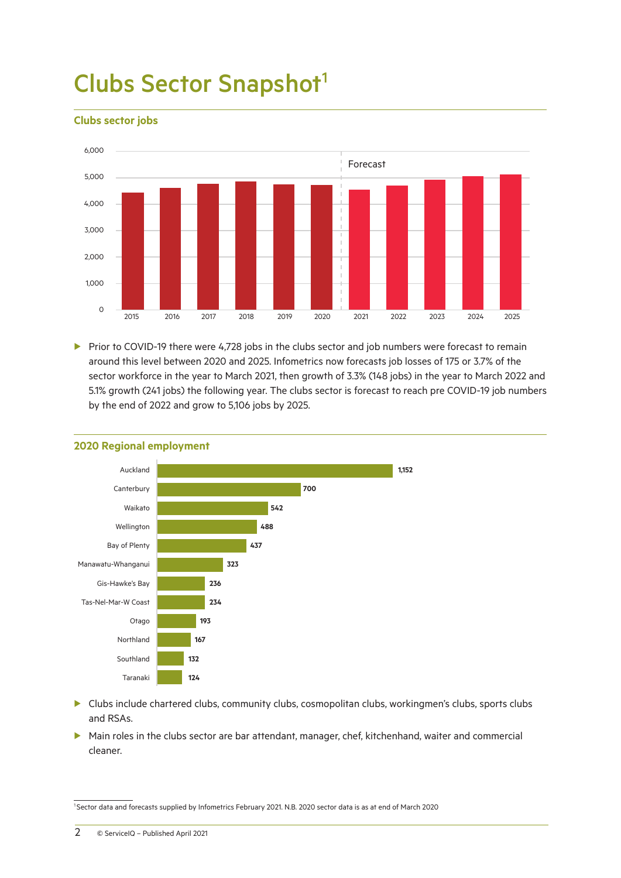# Clubs Sector Snapshot[1]

### Clubs sector jobs

- Prior to COVID-19 there were 4,728 jobs in the clubs sector and job numbers were forecast to remain around this level between 2020 and 2025. Infometrics now forecasts job losses of 175 or 3.7% of the sector workforce in the year to March 2021, then growth of 3.3% (148 jobs) in the year to March 2022 and 5.1% growth (241 jobs) the following year. The clubs sector is forecast to reach pre COVID-19 job numbers by the end of 2022 and grow to 5,106 jobs by 2025.

### 2020 Regional employment

| Region | Jobs |
|---|---|
| Auckland | 1,152 |
| Canterbury | 700 |
| Waikato | 542 |
| Wellington | 488 |
| Bay of Plenty | 437 |
| Manawatu-Whanganui | 323 |
| Gis-Hawke's Bay | 236 |
| Tas-Nel-Mar-W Coast | 234 |
| Otago | 193 |
| Northland | 167 |
| Southland | 132 |
| Taranaki | 124 |

- Clubs include chartered clubs, community clubs, cosmopolitan clubs, workingmen's clubs, sports clubs and RSAs.
- Main roles in the clubs sector are bar attendant, manager, chef, kitchenhand, waiter and commercial cleaner.

[1] Sector data and forecasts supplied by Infometrics February 2021. N.B. 2020 sector data is as at end of March 2020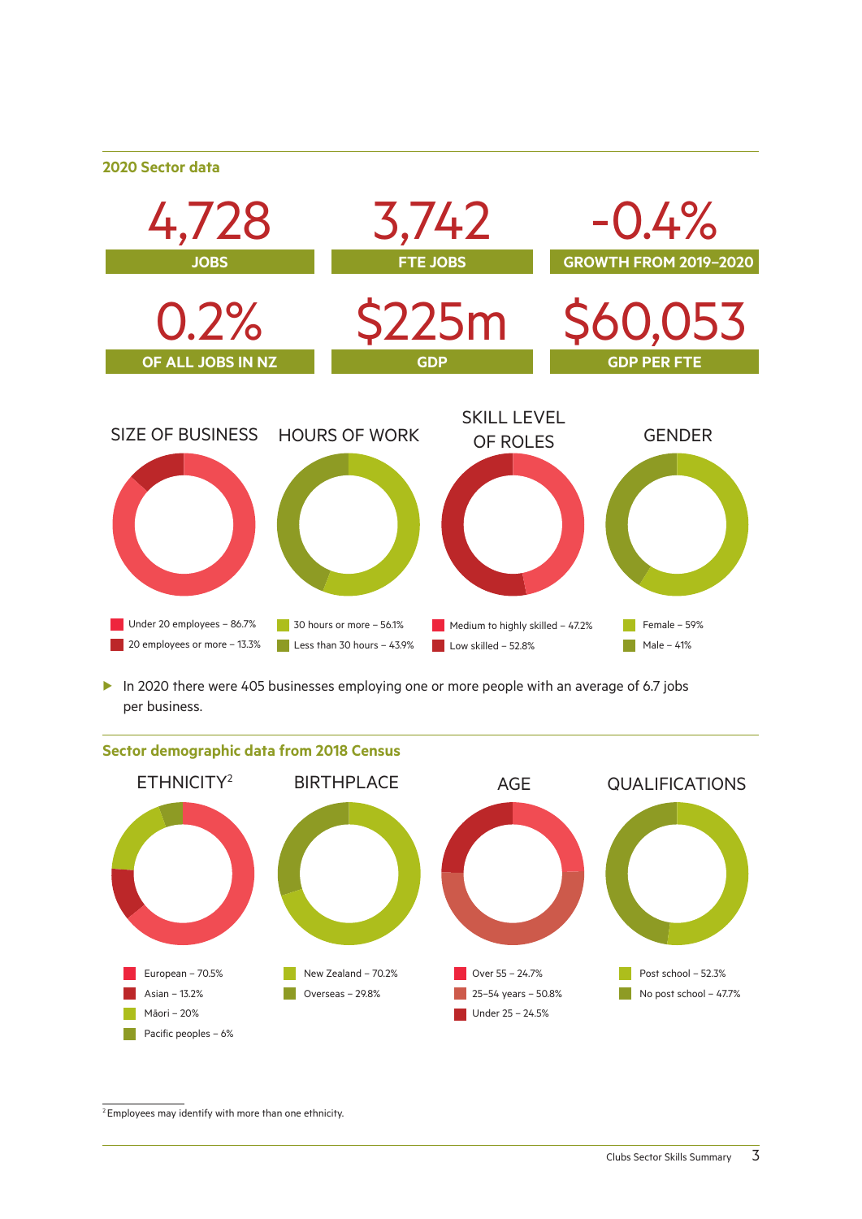## 2020 Sector data

| 4,728 | 3,742 | -0.4% |
|---|---|---|
| JOBS | FTE JOBS | GROWTH FROM 2019–2020 |

| 0.2% | $225m | $60,053 |
|---|---|---|
| OF ALL JOBS IN NZ | GDP | GDP PER FTE |

### SIZE OF BUSINESS

- Under 20 employees – 86.7%
- 20 employees or more – 13.3%

### HOURS OF WORK

- 30 hours or more – 56.1%
- Less than 30 hours – 43.9%

### SKILL LEVEL OF ROLES

- Medium to highly skilled – 47.2%
- Low skilled – 52.8%

### GENDER

- Female – 59%
- Male – 41%

▶ In 2020 there were 405 businesses employing one or more people with an average of 6.7 jobs per business.

## Sector demographic data from 2018 Census

### ETHNICITY[2]

- European – 70.5%
- Asian – 13.2%
- Māori – 20%
- Pacific peoples – 6%

### BIRTHPLACE

- New Zealand – 70.2%
- Overseas – 29.8%

### AGE

- Over 55 – 24.7%
- 25–54 years – 50.8%
- Under 25 – 24.5%

### QUALIFICATIONS

- Post school – 52.3%
- No post school – 47.7%

[2] Employees may identify with more than one ethnicity.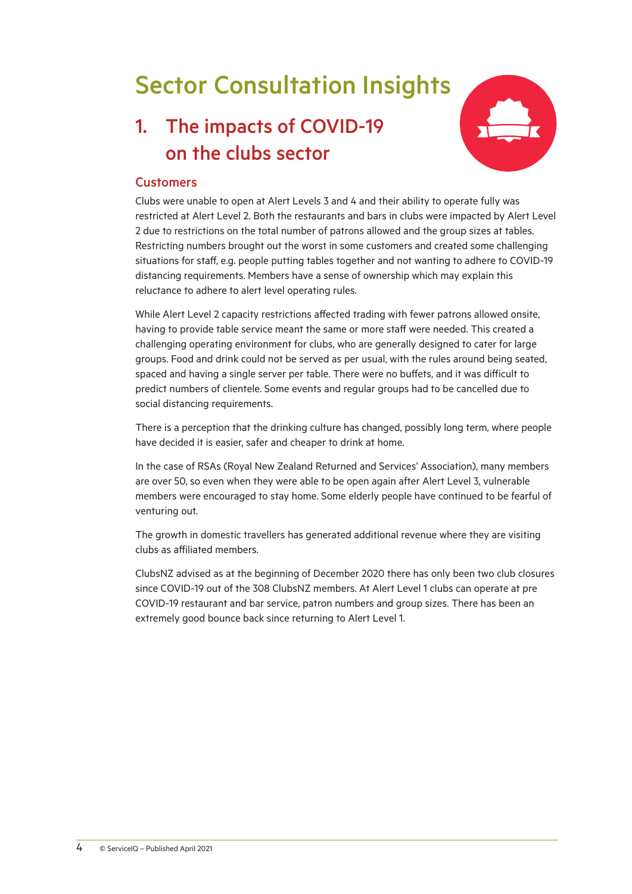# Sector Consultation Insights

## 1. The impacts of COVID-19 on the clubs sector

### Customers

Clubs were unable to open at Alert Levels 3 and 4 and their ability to operate fully was restricted at Alert Level 2. Both the restaurants and bars in clubs were impacted by Alert Level 2 due to restrictions on the total number of patrons allowed and the group sizes at tables. Restricting numbers brought out the worst in some customers and created some challenging situations for staff, e.g. people putting tables together and not wanting to adhere to COVID-19 distancing requirements. Members have a sense of ownership which may explain this reluctance to adhere to alert level operating rules.

While Alert Level 2 capacity restrictions affected trading with fewer patrons allowed onsite, having to provide table service meant the same or more staff were needed. This created a challenging operating environment for clubs, who are generally designed to cater for large groups. Food and drink could not be served as per usual, with the rules around being seated, spaced and having a single server per table. There were no buffets, and it was difficult to predict numbers of clientele. Some events and regular groups had to be cancelled due to social distancing requirements.

There is a perception that the drinking culture has changed, possibly long term, where people have decided it is easier, safer and cheaper to drink at home.

In the case of RSAs (Royal New Zealand Returned and Services' Association), many members are over 50, so even when they were able to be open again after Alert Level 3, vulnerable members were encouraged to stay home. Some elderly people have continued to be fearful of venturing out.

The growth in domestic travellers has generated additional revenue where they are visiting clubs as affiliated members.

ClubsNZ advised as at the beginning of December 2020 there has only been two club closures since COVID-19 out of the 308 ClubsNZ members. At Alert Level 1 clubs can operate at pre COVID-19 restaurant and bar service, patron numbers and group sizes. There has been an extremely good bounce back since returning to Alert Level 1.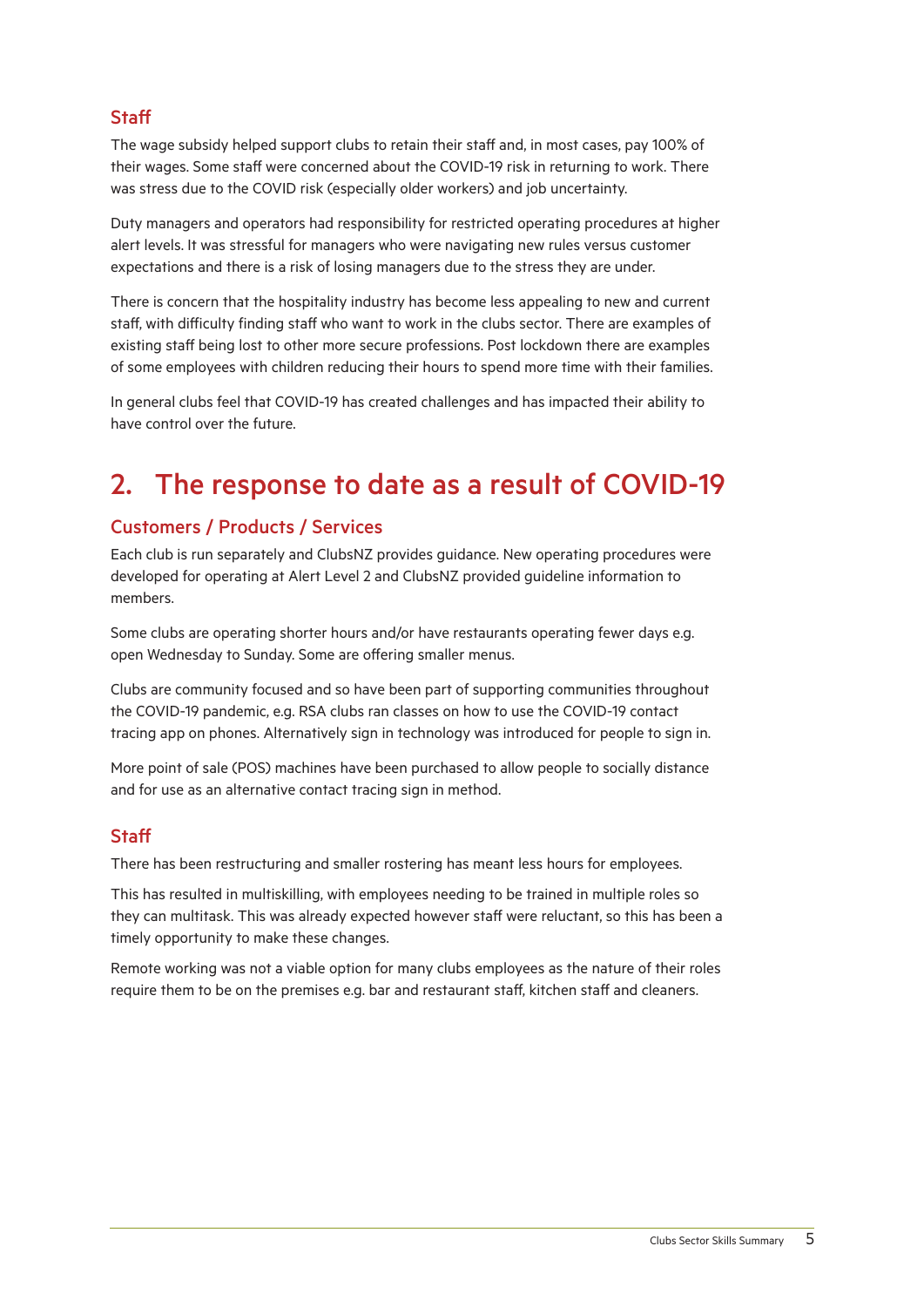### Staff

The wage subsidy helped support clubs to retain their staff and, in most cases, pay 100% of their wages. Some staff were concerned about the COVID-19 risk in returning to work. There was stress due to the COVID risk (especially older workers) and job uncertainty.

Duty managers and operators had responsibility for restricted operating procedures at higher alert levels. It was stressful for managers who were navigating new rules versus customer expectations and there is a risk of losing managers due to the stress they are under.

There is concern that the hospitality industry has become less appealing to new and current staff, with difficulty finding staff who want to work in the clubs sector. There are examples of existing staff being lost to other more secure professions. Post lockdown there are examples of some employees with children reducing their hours to spend more time with their families.

In general clubs feel that COVID-19 has created challenges and has impacted their ability to have control over the future.

## 2. The response to date as a result of COVID-19

### Customers / Products / Services

Each club is run separately and ClubsNZ provides guidance. New operating procedures were developed for operating at Alert Level 2 and ClubsNZ provided guideline information to members.

Some clubs are operating shorter hours and/or have restaurants operating fewer days e.g. open Wednesday to Sunday. Some are offering smaller menus.

Clubs are community focused and so have been part of supporting communities throughout the COVID-19 pandemic, e.g. RSA clubs ran classes on how to use the COVID-19 contact tracing app on phones. Alternatively sign in technology was introduced for people to sign in.

More point of sale (POS) machines have been purchased to allow people to socially distance and for use as an alternative contact tracing sign in method.

### Staff

There has been restructuring and smaller rostering has meant less hours for employees.

This has resulted in multiskilling, with employees needing to be trained in multiple roles so they can multitask. This was already expected however staff were reluctant, so this has been a timely opportunity to make these changes.

Remote working was not a viable option for many clubs employees as the nature of their roles require them to be on the premises e.g. bar and restaurant staff, kitchen staff and cleaners.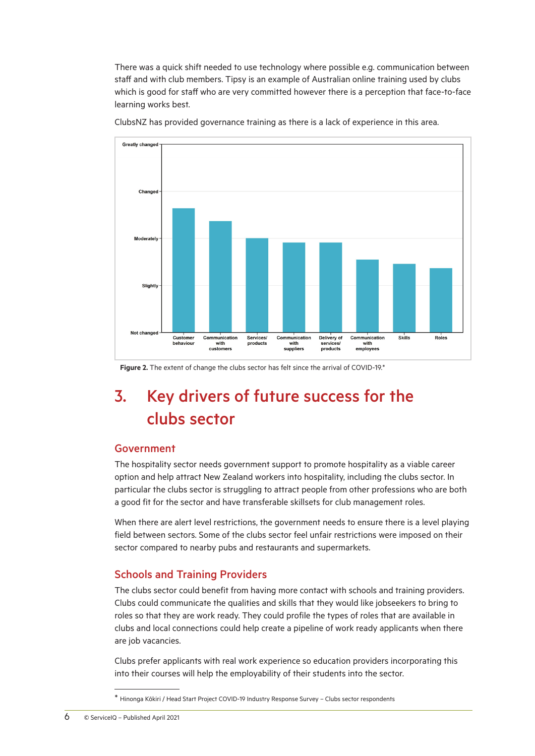There was a quick shift needed to use technology where possible e.g. communication between staff and with club members. Tipsy is an example of Australian online training used by clubs which is good for staff who are very committed however there is a perception that face-to-face learning works best.

ClubsNZ has provided governance training as there is a lack of experience in this area.

**Figure 2.** The extent of change the clubs sector has felt since the arrival of COVID-19.*

# 3. Key drivers of future success for the clubs sector

## Government

The hospitality sector needs government support to promote hospitality as a viable career option and help attract New Zealand workers into hospitality, including the clubs sector. In particular the clubs sector is struggling to attract people from other professions who are both a good fit for the sector and have transferable skillsets for club management roles.

When there are alert level restrictions, the government needs to ensure there is a level playing field between sectors. Some of the clubs sector feel unfair restrictions were imposed on their sector compared to nearby pubs and restaurants and supermarkets.

## Schools and Training Providers

The clubs sector could benefit from having more contact with schools and training providers. Clubs could communicate the qualities and skills that they would like jobseekers to bring to roles so that they are work ready. They could profile the types of roles that are available in clubs and local connections could help create a pipeline of work ready applicants when there are job vacancies.

Clubs prefer applicants with real work experience so education providers incorporating this into their courses will help the employability of their students into the sector.

* Hinonga Kōkiri / Head Start Project COVID-19 Industry Response Survey – Clubs sector respondents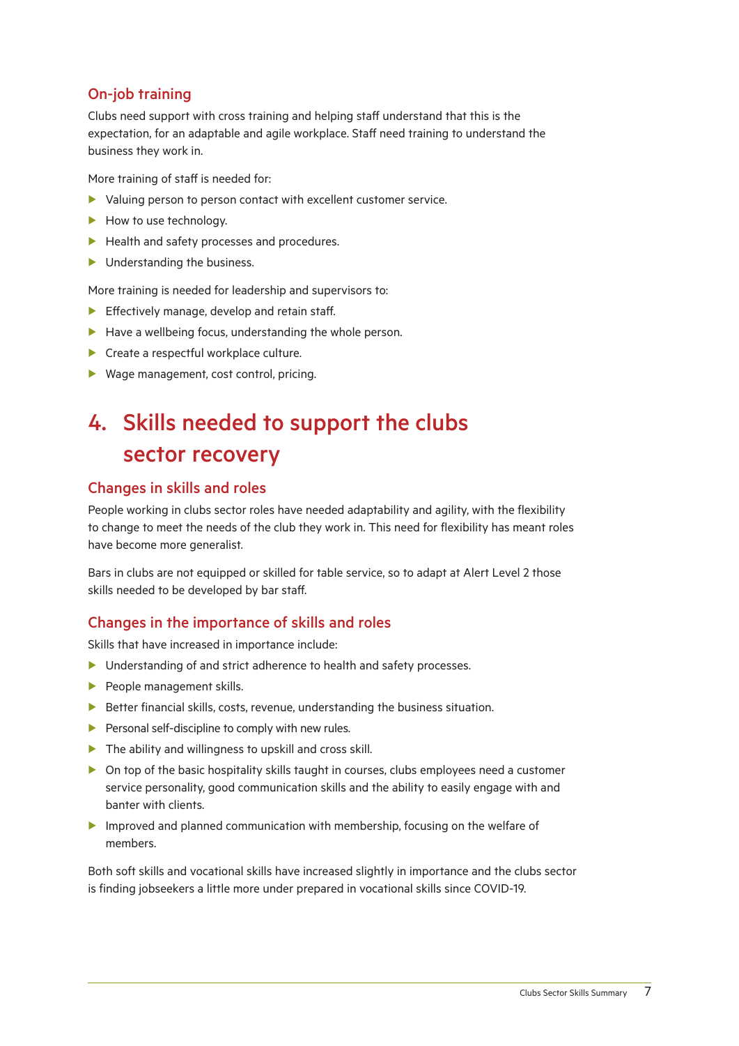### On-job training

Clubs need support with cross training and helping staff understand that this is the expectation, for an adaptable and agile workplace. Staff need training to understand the business they work in.

More training of staff is needed for:

- Valuing person to person contact with excellent customer service.
- How to use technology.
- Health and safety processes and procedures.
- Understanding the business.

More training is needed for leadership and supervisors to:

- Effectively manage, develop and retain staff.
- Have a wellbeing focus, understanding the whole person.
- Create a respectful workplace culture.
- Wage management, cost control, pricing.

## 4. Skills needed to support the clubs sector recovery

### Changes in skills and roles

People working in clubs sector roles have needed adaptability and agility, with the flexibility to change to meet the needs of the club they work in. This need for flexibility has meant roles have become more generalist.

Bars in clubs are not equipped or skilled for table service, so to adapt at Alert Level 2 those skills needed to be developed by bar staff.

### Changes in the importance of skills and roles

Skills that have increased in importance include:

- Understanding of and strict adherence to health and safety processes.
- People management skills.
- Better financial skills, costs, revenue, understanding the business situation.
- Personal self-discipline to comply with new rules.
- The ability and willingness to upskill and cross skill.
- On top of the basic hospitality skills taught in courses, clubs employees need a customer service personality, good communication skills and the ability to easily engage with and banter with clients.
- Improved and planned communication with membership, focusing on the welfare of members.

Both soft skills and vocational skills have increased slightly in importance and the clubs sector is finding jobseekers a little more under prepared in vocational skills since COVID-19.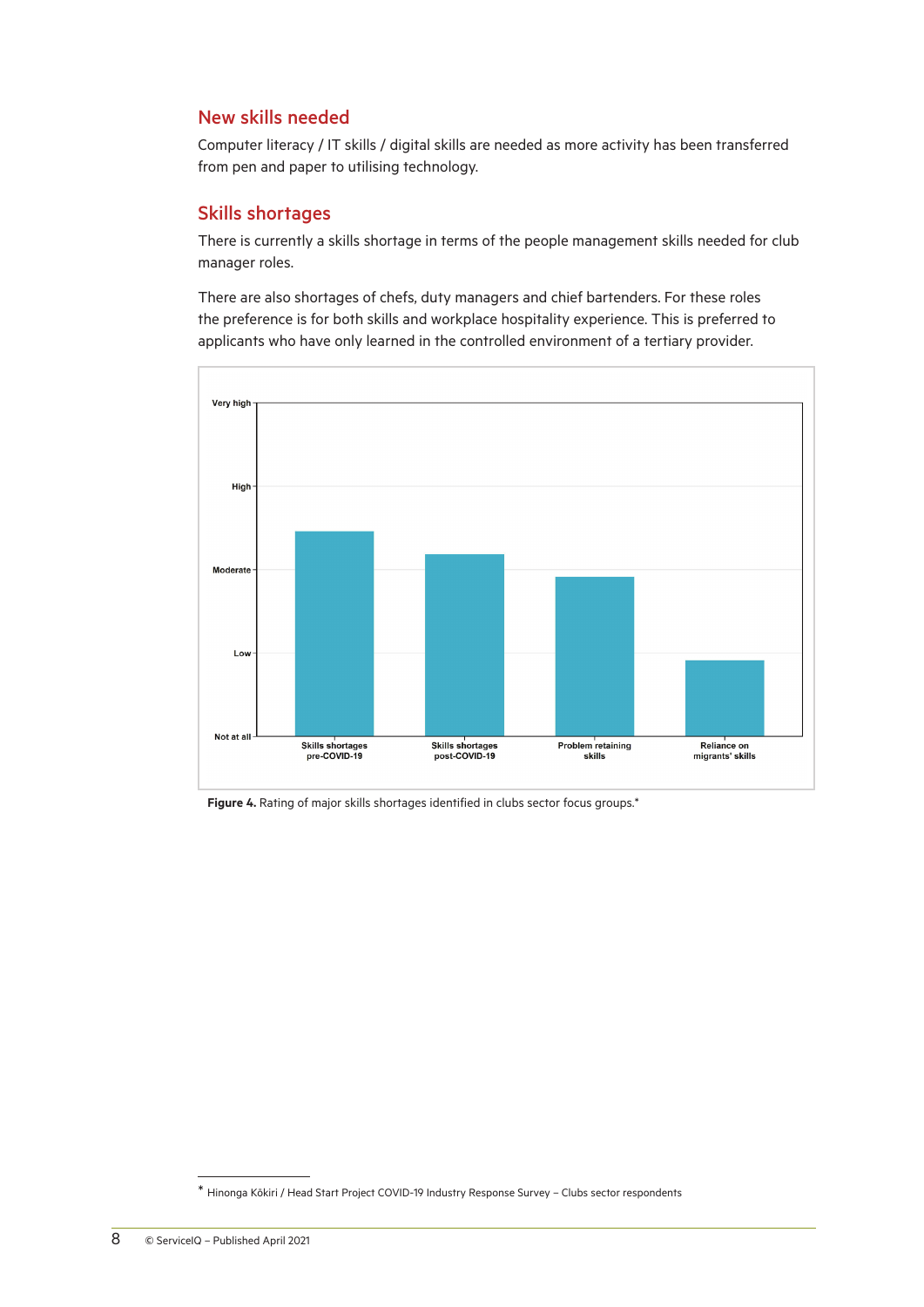## New skills needed

Computer literacy / IT skills / digital skills are needed as more activity has been transferred from pen and paper to utilising technology.

## Skills shortages

There is currently a skills shortage in terms of the people management skills needed for club manager roles.

There are also shortages of chefs, duty managers and chief bartenders. For these roles the preference is for both skills and workplace hospitality experience. This is preferred to applicants who have only learned in the controlled environment of a tertiary provider.

**Figure 4.** Rating of major skills shortages identified in clubs sector focus groups.*

* Hinonga Kōkiri / Head Start Project COVID-19 Industry Response Survey – Clubs sector respondents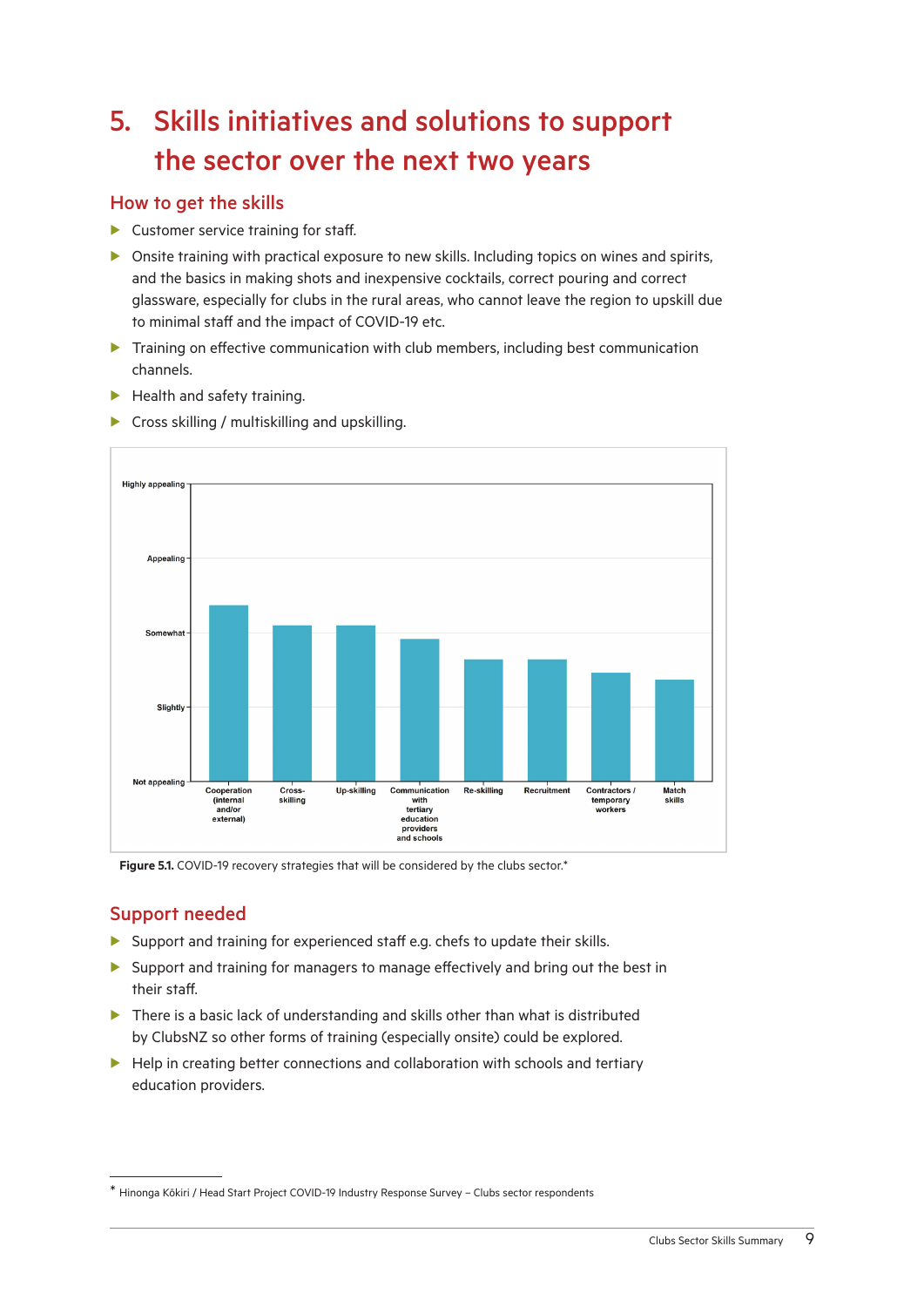#  5. Skills initiatives and solutions to support the sector over the next two years

## How to get the skills

- Customer service training for staff.
- Onsite training with practical exposure to new skills. Including topics on wines and spirits, and the basics in making shots and inexpensive cocktails, correct pouring and correct glassware, especially for clubs in the rural areas, who cannot leave the region to upskill due to minimal staff and the impact of COVID-19 etc.
- Training on effective communication with club members, including best communication channels.
- Health and safety training.
- Cross skilling / multiskilling and upskilling.

**Figure 5.1.** COVID-19 recovery strategies that will be considered by the clubs sector.*

## Support needed

- Support and training for experienced staff e.g. chefs to update their skills.
- Support and training for managers to manage effectively and bring out the best in their staff.
- There is a basic lack of understanding and skills other than what is distributed by ClubsNZ so other forms of training (especially onsite) could be explored.
- Help in creating better connections and collaboration with schools and tertiary education providers.

* Hinonga Kōkiri / Head Start Project COVID-19 Industry Response Survey – Clubs sector respondents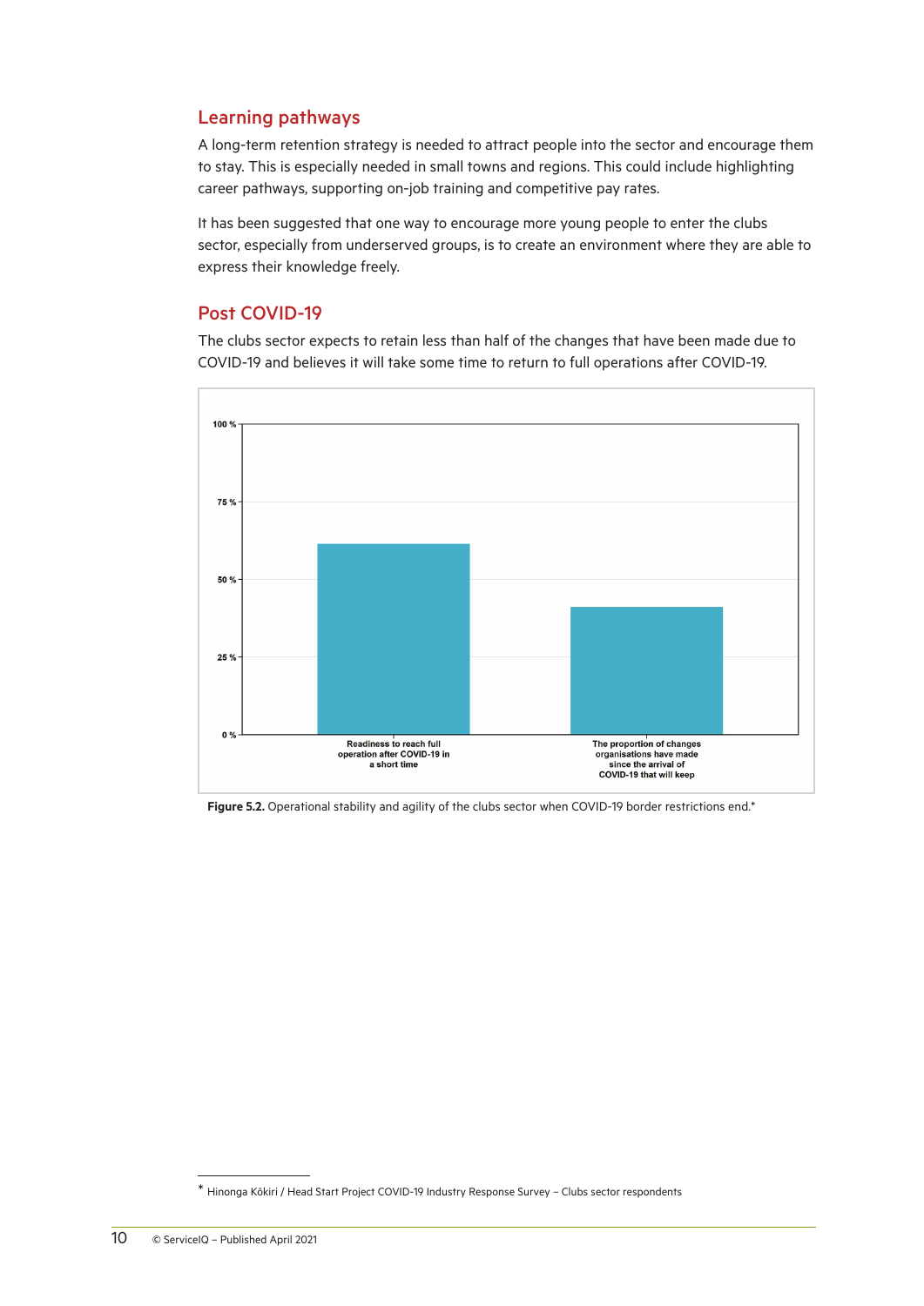## Learning pathways

A long-term retention strategy is needed to attract people into the sector and encourage them to stay. This is especially needed in small towns and regions. This could include highlighting career pathways, supporting on-job training and competitive pay rates.

It has been suggested that one way to encourage more young people to enter the clubs sector, especially from underserved groups, is to create an environment where they are able to express their knowledge freely.

## Post COVID-19

The clubs sector expects to retain less than half of the changes that have been made due to COVID-19 and believes it will take some time to return to full operations after COVID-19.

**Figure 5.2.** Operational stability and agility of the clubs sector when COVID-19 border restrictions end.*

* Hinonga Kōkiri / Head Start Project COVID-19 Industry Response Survey – Clubs sector respondents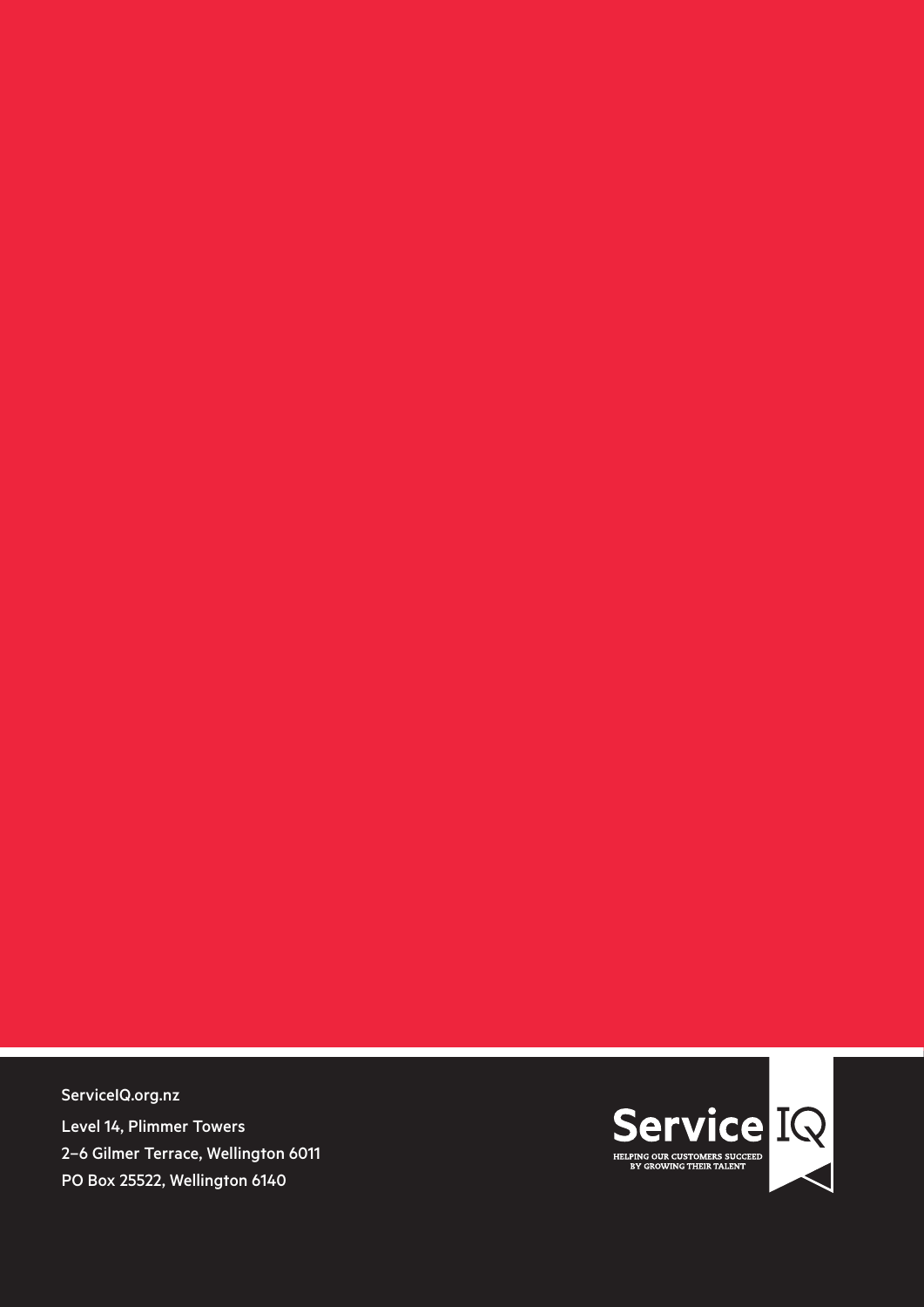ServiceIQ.org.nz

Level 14, Plimmer Towers

2–6 Gilmer Terrace, Wellington 6011

PO Box 25522, Wellington 6140

Service IQ

HELPING OUR CUSTOMERS SUCCEED BY GROWING THEIR TALENT